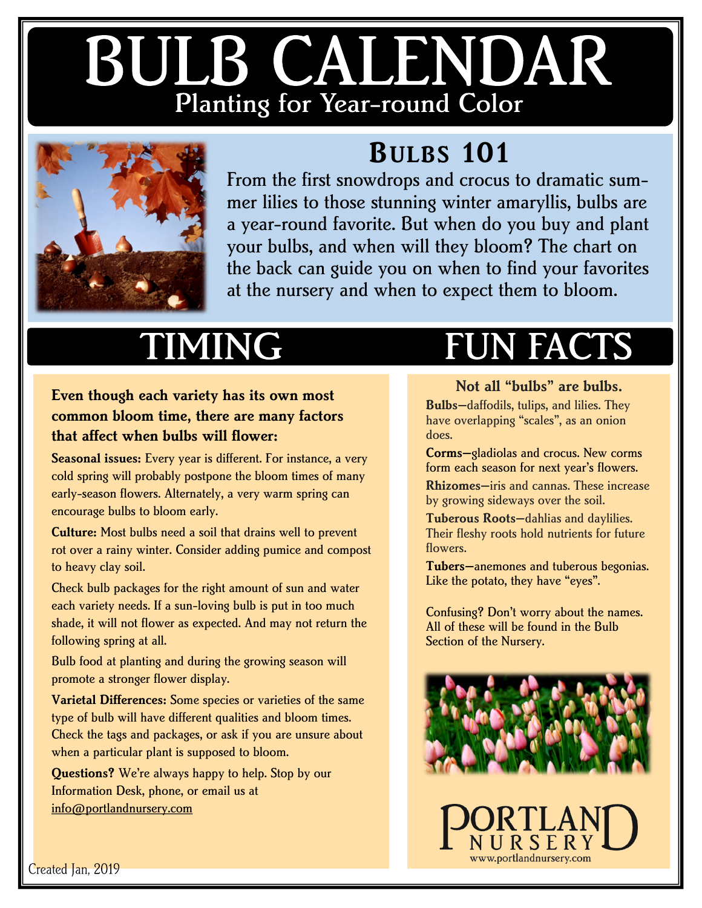# BULB CALENDAR

## Planting for Year-round Color

## Bulbs 101

From the first snowdrops and crocus to dramatic summer lilies to those stunning winter amaryllis, bulbs are a year-round favorite. But when do you buy and plant your bulbs, and when will they bloom? The chart on the back can guide you on when to find your favorites at the nursery and when to expect them to bloom.

## TIMING

**Even though each variety has its own most common bloom time, there are many factors that affect when bulbs will flower:**

**Seasonal issues:** Every year is different. For instance, a very cold spring will probably postpone the bloom times of many early-season flowers. Alternately, a very warm spring can encourage bulbs to bloom early.

**Culture:** Most bulbs need a soil that drains well to prevent rot over a rainy winter. Consider adding pumice and compost to heavy clay soil.

Check bulb packages for the right amount of sun and water each variety needs. If a sun-loving bulb is put in too much shade, it will not flower as expected. And may not return the following spring at all.

Bulb food at planting and during the growing season will promote a stronger flower display.

**Varietal Differences:** Some species or varieties of the same type of bulb will have different qualities and bloom times. Check the tags and packages, or ask if you are unsure about when a particular plant is supposed to bloom.

**Questions?** We're always happy to help. Stop by our Information Desk, phone, or email us at info@portlandnursery.com

## FUN FACTS

**Not all "bulbs" are bulbs.**

**Bulbs**—daffodils, tulips, and lilies. They have overlapping "scales", as an onion does.

**Corms**—gladiolas and crocus. New corms form each season for next year's flowers.

**Rhizomes**—iris and cannas. These increase by growing sideways over the soil.

**Tuberous Roots**—dahlias and daylilies. Their fleshy roots hold nutrients for future flowers.

**Tubers**—anemones and tuberous begonias. Like the potato, they have "eyes".

Confusing? Don't worry about the names. All of these will be found in the Bulb Section of the Nursery.

PORTLAND NURSERY
www.portlandnursery.com

Created Jan, 2019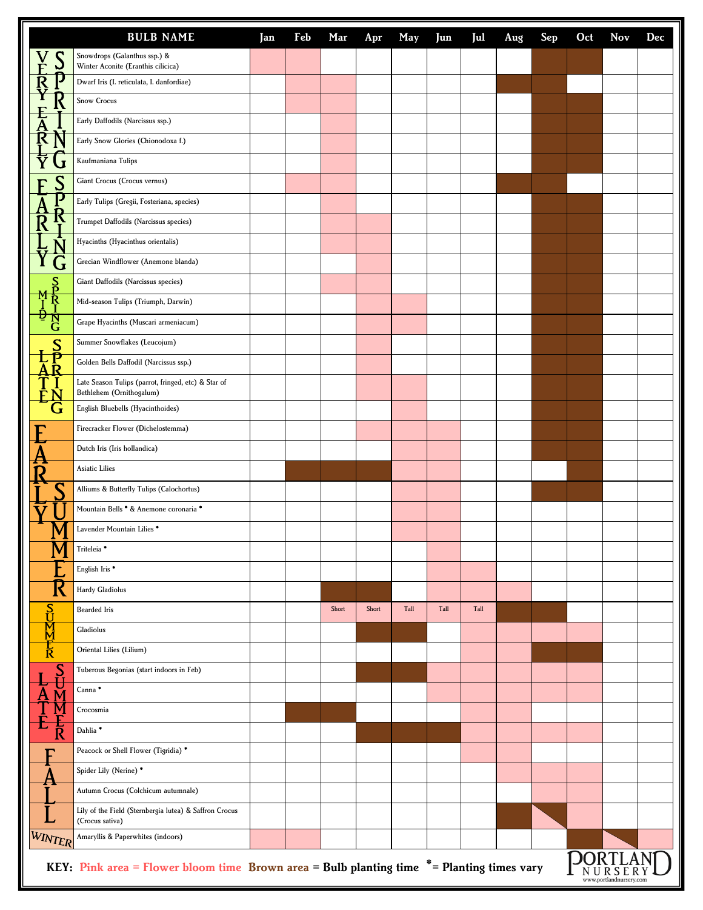| Season | BULB NAME | Jan | Feb | Mar | Apr | May | Jun | Jul | Aug | Sep | Oct | Nov | Dec |
|---|---|---|---|---|---|---|---|---|---|---|---|---|---|
| VERY EARLY SPRING | Snowdrops (Galanthus ssp.) & Winter Aconite (Eranthis cilicica) | Bloom | Bloom | | | | | | | Plant | Plant | | |
| | Dwarf Iris (I. reticulata, I. danfordiae) | | Bloom | Bloom | | | | | Plant | Plant | | | |
| | Snow Crocus | | Bloom | Bloom | | | | | | Plant | Plant | | |
| | Early Daffodils (Narcissus ssp.) | | | Bloom | | | | | | Plant | Plant | | |
| | Early Snow Glories (Chionodoxa f.) | | | Bloom | | | | | | Plant | Plant | | |
| | Kaufmaniana Tulips | | | Bloom | | | | | | Plant | Plant | | |
| EARLY SPRING | Giant Crocus (Crocus vernus) | | Bloom | Bloom | | | | | Plant | Plant | | | |
| | Early Tulips (Gregii, Fosteriana, species) | | | Bloom | | | | | | Plant | Plant | | |
| | Trumpet Daffodils (Narcissus species) | | | Bloom | Bloom | | | | | Plant | Plant | | |
| | Hyacinths (Hyacinthus orientalis) | | | Bloom | Bloom | | | | | Plant | Plant | | |
| | Grecian Windflower (Anemone blanda) | | | | Bloom | | | | | Plant | Plant | | |
| MID SPRING | Giant Daffodils (Narcissus species) | | | Bloom | Bloom | | | | | Plant | Plant | | |
| | Mid-season Tulips (Triumph, Darwin) | | | | Bloom | Bloom | | | | Plant | Plant | | |
| | Grape Hyacinths (Muscari armeniacum) | | | | Bloom | Bloom | | | | Plant | Plant | | |
| LATE SPRING | Summer Snowflakes (Leucojum) | | | | Bloom | | | | | Plant | Plant | | |
| | Golden Bells Daffodil (Narcissus ssp.) | | | | Bloom | | | | | Plant | Plant | | |
| | Late Season Tulips (parrot, fringed, etc) & Star of Bethlehem (Ornithogalum) | | | | Bloom | Bloom | | | | Plant | Plant | | |
| | English Bluebells (Hyacinthoides) | | | | | Bloom | | | | Plant | Plant | | |
| EARLY SUMMER | Firecracker Flower (Dichelostemma) | | | | Bloom | Bloom | Bloom | | | Plant | Plant | | |
| | Dutch Iris (Iris hollandica) | | | | | Bloom | Bloom | | | Plant | Plant | | |
| | Asiatic Lilies | | Plant | Plant | Plant | Bloom | Bloom | | | | Plant | | |
| | Alliums & Butterfly Tulips (Calochortus) | | | | | Bloom | Bloom | | | Plant | Plant | | |
| | Mountain Bells * & Anemone coronaria * | | | | | Bloom | Bloom | | | | | | |
| | Lavender Mountain Lilies * | | | | | Bloom | Bloom | | | | | | |
| | Triteleia * | | | | | | Bloom | | | | | | |
| | English Iris * | | | | | | Bloom | Bloom | | | | | |
| | Hardy Gladiolus | | | Plant | Plant | | Bloom | Bloom | Bloom | | | | |
| SUMMER | Bearded Iris | | | Short | Short | Tall | Tall | Tall | Plant | Plant | | | |
| | Gladiolus | | | | Plant | Plant | | Bloom | Bloom | Bloom | Bloom | | |
| | Oriental Lilies (Lilium) | | | | | | | Bloom | Bloom | Plant | Plant | | |
| LATE SUMMER | Tuberous Begonias (start indoors in Feb) | | | | Plant | Plant | Bloom | Bloom | Bloom | Bloom | Bloom | | |
| | Canna * | | | | | | Bloom | Bloom | Bloom | Bloom | Bloom | | |
| | Crocosmia | | Plant | Plant | | | | Bloom | Bloom | | | | |
| | Dahlia * | | | | Plant | Plant | Plant | Bloom | Bloom | Bloom | Bloom | | |
| FALL | Peacock or Shell Flower (Tigridia) * | | | | | | | Bloom | Bloom | | | | |
| | Spider Lily (Nerine) * | | | | | | | | Bloom | Bloom | Bloom | | |
| | Autumn Crocus (Colchicum autumnale) | | | | | | | | | Bloom | Bloom | | |
| | Lily of the Field (Sternbergia lutea) & Saffron Crocus (Crocus sativa) | | | | | | | | Plant | Bloom/Plant | Bloom | | |
| WINTER | Amaryllis & Paperwhites (indoors) | Bloom | Bloom | | | | | | | | Plant | Plant/Bloom | Bloom |

**KEY:** Pink area = Flower bloom time Brown area = Bulb planting time * = Planting times vary

PORTLAND NURSERY
www.portlandnursery.com